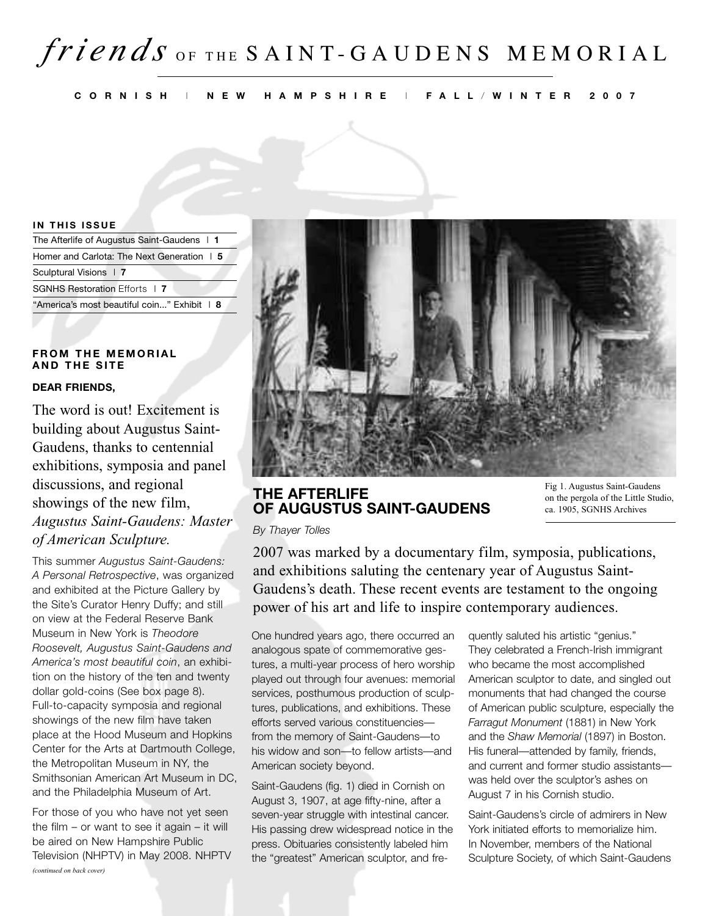# *friends* OF THE SAINT-GAUDENS MEMORIAL

**CORNISH | NEW HAMPSHIRE | FALL/WINTER 2007**

**IN THIS ISSUE**

- The Afterlife of Augustus Saint-Gaudens | **1**
- Homer and Carlota: The Next Generation | **5**
- Sculptural Visions | **7**
- SGNHS Restoration Efforts | **7**
- "America's most beautiful coin..." Exhibit | **8**

### FROM THE MEMORIAL AND THE SITE

**DEAR FRIENDS,**

The word is out! Excitement is building about Augustus Saint-Gaudens, thanks to centennial exhibitions, symposia and panel discussions, and regional showings of the new film, *Augustus Saint-Gaudens: Master of American Sculpture.*

This summer *Augustus Saint-Gaudens: A Personal Retrospective*, was organized and exhibited at the Picture Gallery by the Site's Curator Henry Duffy; and still on view at the Federal Reserve Bank Museum in New York is *Theodore Roosevelt, Augustus Saint-Gaudens and America's most beautiful coin*, an exhibition on the history of the ten and twenty dollar gold-coins (See box page 8). Full-to-capacity symposia and regional showings of the new film have taken place at the Hood Museum and Hopkins Center for the Arts at Dartmouth College, the Metropolitan Museum in NY, the Smithsonian American Art Museum in DC, and the Philadelphia Museum of Art.

For those of you who have not yet seen the film – or want to see it again – it will be aired on New Hampshire Public Television (NHPTV) in May 2008. NHPTV

*(continued on back cover)*

## THE AFTERLIFE OF AUGUSTUS SAINT-GAUDENS

Fig 1. Augustus Saint-Gaudens on the pergola of the Little Studio, ca. 1905, SGNHS Archives

*By Thayer Tolles*

2007 was marked by a documentary film, symposia, publications, and exhibitions saluting the centenary year of Augustus Saint-Gaudens's death. These recent events are testament to the ongoing power of his art and life to inspire contemporary audiences.

One hundred years ago, there occurred an analogous spate of commemorative gestures, a multi-year process of hero worship played out through four avenues: memorial services, posthumous production of sculptures, publications, and exhibitions. These efforts served various constituencies—from the memory of Saint-Gaudens—to his widow and son—to fellow artists—and American society beyond.

Saint-Gaudens (fig. 1) died in Cornish on August 3, 1907, at age fifty-nine, after a seven-year struggle with intestinal cancer. His passing drew widespread notice in the press. Obituaries consistently labeled him the "greatest" American sculptor, and frequently saluted his artistic "genius." They celebrated a French-Irish immigrant who became the most accomplished American sculptor to date, and singled out monuments that had changed the course of American public sculpture, especially the *Farragut Monument* (1881) in New York and the *Shaw Memorial* (1897) in Boston. His funeral—attended by family, friends, and current and former studio assistants—was held over the sculptor's ashes on August 7 in his Cornish studio.

Saint-Gaudens's circle of admirers in New York initiated efforts to memorialize him. In November, members of the National Sculpture Society, of which Saint-Gaudens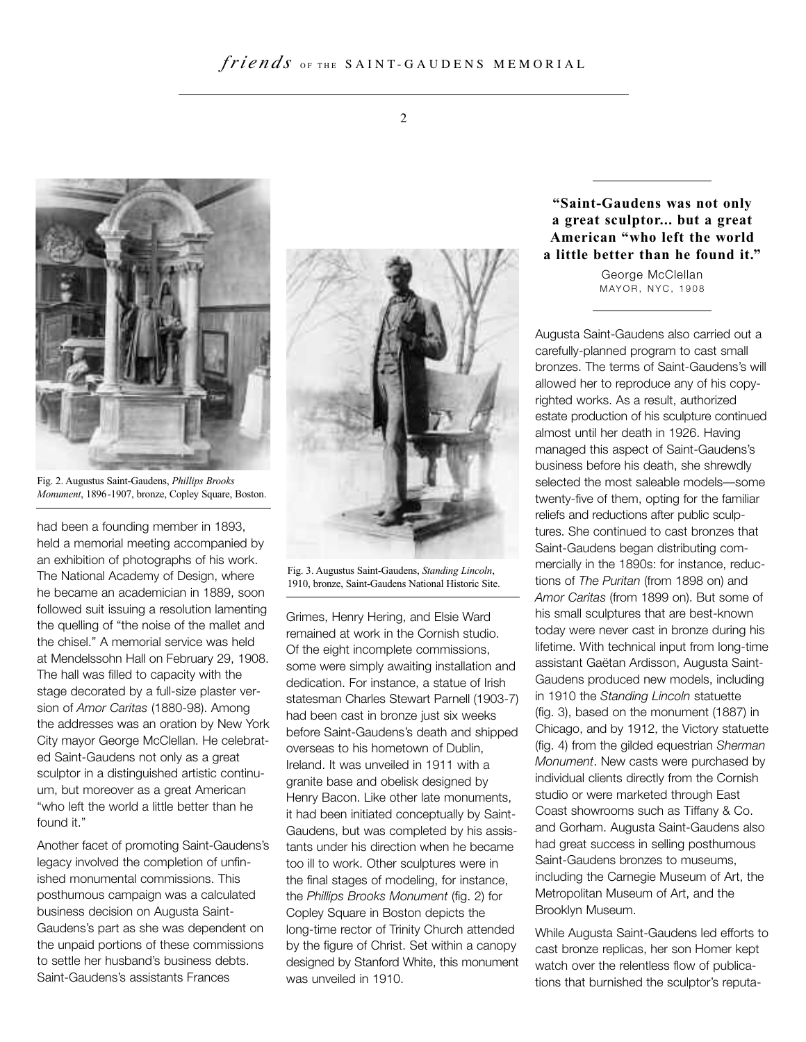Fig. 2. Augustus Saint-Gaudens, *Phillips Brooks Monument*, 1896-1907, bronze, Copley Square, Boston.

had been a founding member in 1893, held a memorial meeting accompanied by an exhibition of photographs of his work. The National Academy of Design, where he became an academician in 1889, soon followed suit issuing a resolution lamenting the quelling of "the noise of the mallet and the chisel." A memorial service was held at Mendelssohn Hall on February 29, 1908. The hall was filled to capacity with the stage decorated by a full-size plaster version of *Amor Caritas* (1880-98). Among the addresses was an oration by New York City mayor George McClellan. He celebrated Saint-Gaudens not only as a great sculptor in a distinguished artistic continuum, but moreover as a great American "who left the world a little better than he found it."

Another facet of promoting Saint-Gaudens's legacy involved the completion of unfinished monumental commissions. This posthumous campaign was a calculated business decision on Augusta Saint-Gaudens's part as she was dependent on the unpaid portions of these commissions to settle her husband's business debts. Saint-Gaudens's assistants Frances Grimes, Henry Hering, and Elsie Ward remained at work in the Cornish studio. Of the eight incomplete commissions, some were simply awaiting installation and dedication. For instance, a statue of Irish statesman Charles Stewart Parnell (1903-7) had been cast in bronze just six weeks before Saint-Gaudens's death and shipped overseas to his hometown of Dublin, Ireland. It was unveiled in 1911 with a granite base and obelisk designed by Henry Bacon. Like other late monuments, it had been initiated conceptually by Saint-Gaudens, but was completed by his assistants under his direction when he became too ill to work. Other sculptures were in the final stages of modeling, for instance, the *Phillips Brooks Monument* (fig. 2) for Copley Square in Boston depicts the long-time rector of Trinity Church attended by the figure of Christ. Set within a canopy designed by Stanford White, this monument was unveiled in 1910.

Fig. 3. Augustus Saint-Gaudens, *Standing Lincoln*, 1910, bronze, Saint-Gaudens National Historic Site.

**"Saint-Gaudens was not only a great sculptor... but a great American "who left the world a little better than he found it."**

George McClellan
MAYOR, NYC, 1908

Augusta Saint-Gaudens also carried out a carefully-planned program to cast small bronzes. The terms of Saint-Gaudens's will allowed her to reproduce any of his copyrighted works. As a result, authorized estate production of his sculpture continued almost until her death in 1926. Having managed this aspect of Saint-Gaudens's business before his death, she shrewdly selected the most saleable models—some twenty-five of them, opting for the familiar reliefs and reductions after public sculptures. She continued to cast bronzes that Saint-Gaudens began distributing commercially in the 1890s: for instance, reductions of *The Puritan* (from 1898 on) and *Amor Caritas* (from 1899 on). But some of his small sculptures that are best-known today were never cast in bronze during his lifetime. With technical input from long-time assistant Gaëtan Ardisson, Augusta Saint-Gaudens produced new models, including in 1910 the *Standing Lincoln* statuette (fig. 3), based on the monument (1887) in Chicago, and by 1912, the Victory statuette (fig. 4) from the gilded equestrian *Sherman Monument*. New casts were purchased by individual clients directly from the Cornish studio or were marketed through East Coast showrooms such as Tiffany & Co. and Gorham. Augusta Saint-Gaudens also had great success in selling posthumous Saint-Gaudens bronzes to museums, including the Carnegie Museum of Art, the Metropolitan Museum of Art, and the Brooklyn Museum.

While Augusta Saint-Gaudens led efforts to cast bronze replicas, her son Homer kept watch over the relentless flow of publications that burnished the sculptor's reputa-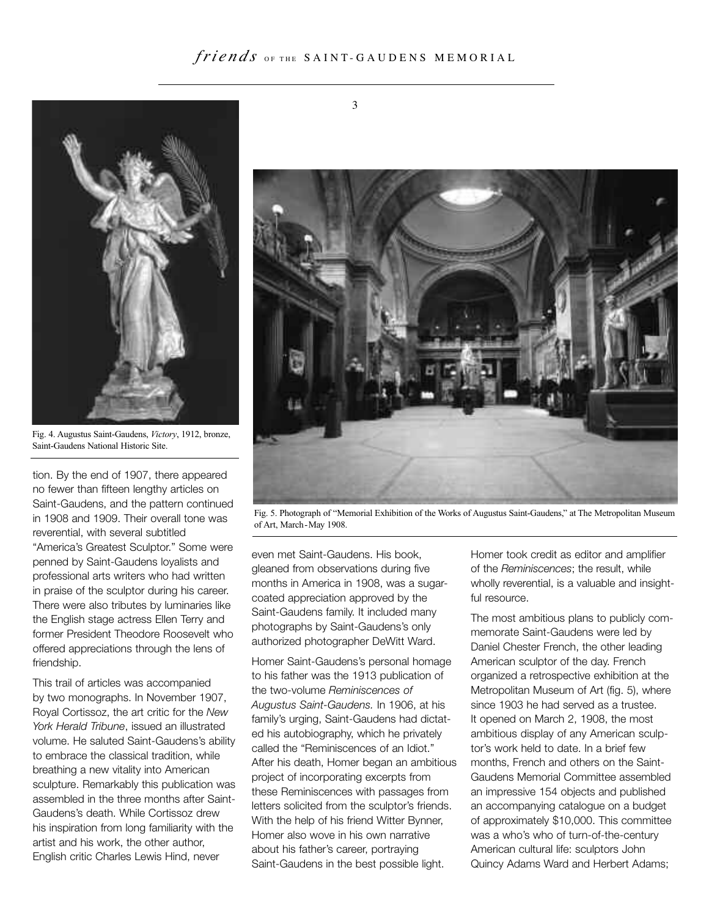Fig. 4. Augustus Saint-Gaudens, *Victory*, 1912, bronze, Saint-Gaudens National Historic Site.

Fig. 5. Photograph of "Memorial Exhibition of the Works of Augustus Saint-Gaudens," at The Metropolitan Museum of Art, March-May 1908.

tion. By the end of 1907, there appeared no fewer than fifteen lengthy articles on Saint-Gaudens, and the pattern continued in 1908 and 1909. Their overall tone was reverential, with several subtitled "America's Greatest Sculptor." Some were penned by Saint-Gaudens loyalists and professional arts writers who had written in praise of the sculptor during his career. There were also tributes by luminaries like the English stage actress Ellen Terry and former President Theodore Roosevelt who offered appreciations through the lens of friendship.

This trail of articles was accompanied by two monographs. In November 1907, Royal Cortissoz, the art critic for the *New York Herald Tribune*, issued an illustrated volume. He saluted Saint-Gaudens's ability to embrace the classical tradition, while breathing a new vitality into American sculpture. Remarkably this publication was assembled in the three months after Saint-Gaudens's death. While Cortissoz drew his inspiration from long familiarity with the artist and his work, the other author, English critic Charles Lewis Hind, never even met Saint-Gaudens. His book, gleaned from observations during five months in America in 1908, was a sugar-coated appreciation approved by the Saint-Gaudens family. It included many photographs by Saint-Gaudens's only authorized photographer DeWitt Ward.

Homer Saint-Gaudens's personal homage to his father was the 1913 publication of the two-volume *Reminiscences of Augustus Saint-Gaudens.* In 1906, at his family's urging, Saint-Gaudens had dictated his autobiography, which he privately called the "Reminiscences of an Idiot." After his death, Homer began an ambitious project of incorporating excerpts from these Reminiscences with passages from letters solicited from the sculptor's friends. With the help of his friend Witter Bynner, Homer also wove in his own narrative about his father's career, portraying Saint-Gaudens in the best possible light. Homer took credit as editor and amplifier of the *Reminiscences*; the result, while wholly reverential, is a valuable and insightful resource.

The most ambitious plans to publicly commemorate Saint-Gaudens were led by Daniel Chester French, the other leading American sculptor of the day. French organized a retrospective exhibition at the Metropolitan Museum of Art (fig. 5), where since 1903 he had served as a trustee. It opened on March 2, 1908, the most ambitious display of any American sculptor's work held to date. In a brief few months, French and others on the Saint-Gaudens Memorial Committee assembled an impressive 154 objects and published an accompanying catalogue on a budget of approximately $10,000. This committee was a who's who of turn-of-the-century American cultural life: sculptors John Quincy Adams Ward and Herbert Adams;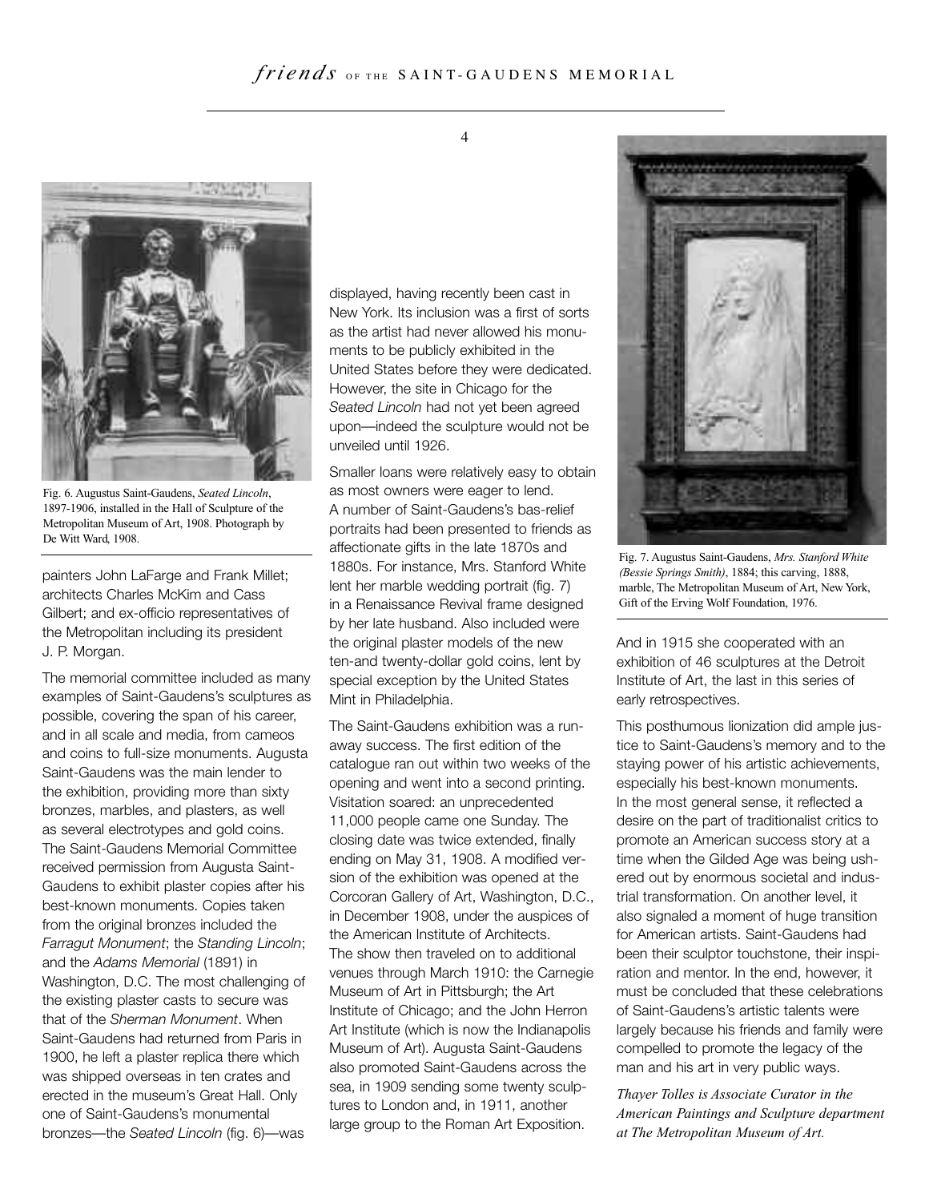Fig. 6. Augustus Saint-Gaudens, *Seated Lincoln*, 1897-1906, installed in the Hall of Sculpture of the Metropolitan Museum of Art, 1908. Photograph by De Witt Ward, 1908.

painters John LaFarge and Frank Millet; architects Charles McKim and Cass Gilbert; and ex-officio representatives of the Metropolitan including its president J. P. Morgan.

The memorial committee included as many examples of Saint-Gaudens's sculptures as possible, covering the span of his career, and in all scale and media, from cameos and coins to full-size monuments. Augusta Saint-Gaudens was the main lender to the exhibition, providing more than sixty bronzes, marbles, and plasters, as well as several electrotypes and gold coins. The Saint-Gaudens Memorial Committee received permission from Augusta Saint-Gaudens to exhibit plaster copies after his best-known monuments. Copies taken from the original bronzes included the *Farragut Monument*; the *Standing Lincoln*; and the *Adams Memorial* (1891) in Washington, D.C. The most challenging of the existing plaster casts to secure was that of the *Sherman Monument*. When Saint-Gaudens had returned from Paris in 1900, he left a plaster replica there which was shipped overseas in ten crates and erected in the museum's Great Hall. Only one of Saint-Gaudens's monumental bronzes—the *Seated Lincoln* (fig. 6)—was displayed, having recently been cast in New York. Its inclusion was a first of sorts as the artist had never allowed his monuments to be publicly exhibited in the United States before they were dedicated. However, the site in Chicago for the *Seated Lincoln* had not yet been agreed upon—indeed the sculpture would not be unveiled until 1926.

Smaller loans were relatively easy to obtain as most owners were eager to lend. A number of Saint-Gaudens's bas-relief portraits had been presented to friends as affectionate gifts in the late 1870s and 1880s. For instance, Mrs. Stanford White lent her marble wedding portrait (fig. 7) in a Renaissance Revival frame designed by her late husband. Also included were the original plaster models of the new ten-and twenty-dollar gold coins, lent by special exception by the United States Mint in Philadelphia.

The Saint-Gaudens exhibition was a runaway success. The first edition of the catalogue ran out within two weeks of the opening and went into a second printing. Visitation soared: an unprecedented 11,000 people came one Sunday. The closing date was twice extended, finally ending on May 31, 1908. A modified version of the exhibition was opened at the Corcoran Gallery of Art, Washington, D.C., in December 1908, under the auspices of the American Institute of Architects. The show then traveled on to additional venues through March 1910: the Carnegie Museum of Art in Pittsburgh; the Art Institute of Chicago; and the John Herron Art Institute (which is now the Indianapolis Museum of Art). Augusta Saint-Gaudens also promoted Saint-Gaudens across the sea, in 1909 sending some twenty sculptures to London and, in 1911, another large group to the Roman Art Exposition.

Fig. 7. Augustus Saint-Gaudens, *Mrs. Stanford White (Bessie Springs Smith)*, 1884; this carving, 1888, marble, The Metropolitan Museum of Art, New York, Gift of the Erving Wolf Foundation, 1976.

And in 1915 she cooperated with an exhibition of 46 sculptures at the Detroit Institute of Art, the last in this series of early retrospectives.

This posthumous lionization did ample justice to Saint-Gaudens's memory and to the staying power of his artistic achievements, especially his best-known monuments. In the most general sense, it reflected a desire on the part of traditionalist critics to promote an American success story at a time when the Gilded Age was being ushered out by enormous societal and industrial transformation. On another level, it also signaled a moment of huge transition for American artists. Saint-Gaudens had been their sculptor touchstone, their inspiration and mentor. In the end, however, it must be concluded that these celebrations of Saint-Gaudens's artistic talents were largely because his friends and family were compelled to promote the legacy of the man and his art in very public ways.

*Thayer Tolles is Associate Curator in the American Paintings and Sculpture department at The Metropolitan Museum of Art.*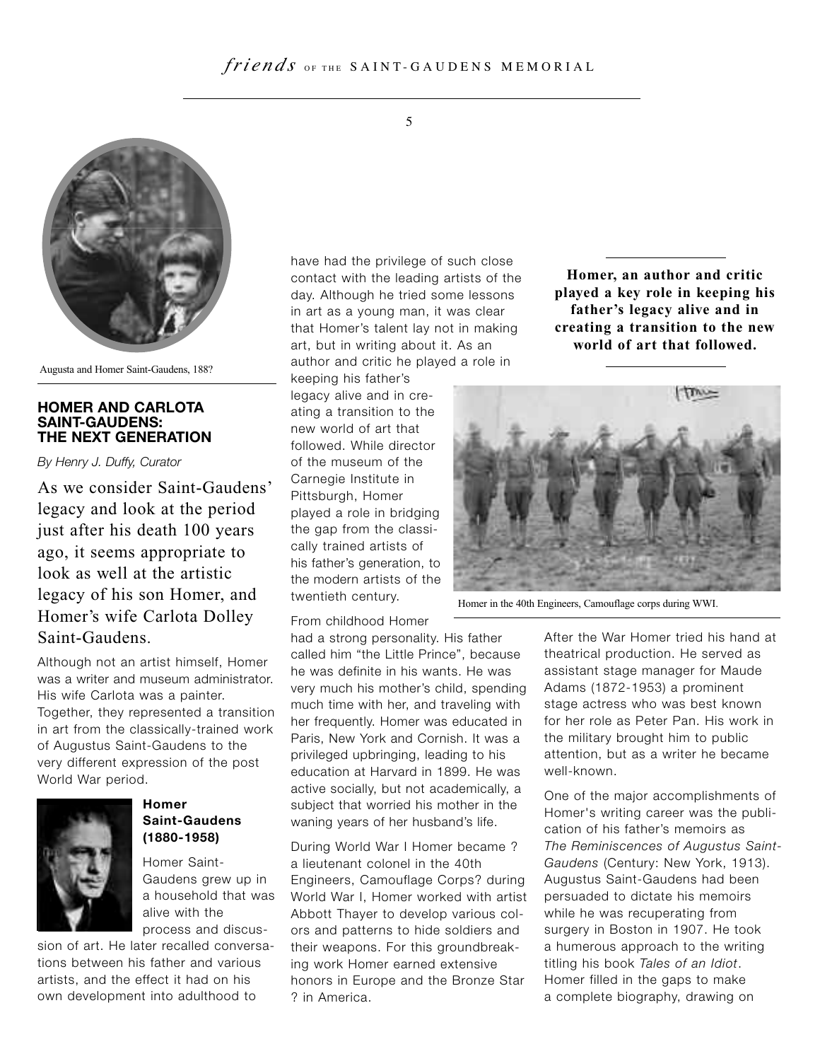Augusta and Homer Saint-Gaudens, 188?

## HOMER AND CARLOTA SAINT-GAUDENS: THE NEXT GENERATION

*By Henry J. Duffy, Curator*

As we consider Saint-Gaudens' legacy and look at the period just after his death 100 years ago, it seems appropriate to look as well at the artistic legacy of his son Homer, and Homer's wife Carlota Dolley Saint-Gaudens.

Although not an artist himself, Homer was a writer and museum administrator. His wife Carlota was a painter. Together, they represented a transition in art from the classically-trained work of Augustus Saint-Gaudens to the very different expression of the post World War period.

### Homer Saint-Gaudens (1880-1958)

Homer Saint-Gaudens grew up in a household that was alive with the process and discussion of art. He later recalled conversations between his father and various artists, and the effect it had on his own development into adulthood to have had the privilege of such close contact with the leading artists of the day. Although he tried some lessons in art as a young man, it was clear that Homer's talent lay not in making art, but in writing about it. As an author and critic he played a role in keeping his father's legacy alive and in creating a transition to the new world of art that followed. While director of the museum of the Carnegie Institute in Pittsburgh, Homer played a role in bridging the gap from the classically trained artists of his father's generation, to the modern artists of the twentieth century.

**Homer, an author and critic played a key role in keeping his father's legacy alive and in creating a transition to the new world of art that followed.**

From childhood Homer had a strong personality. His father called him "the Little Prince", because he was definite in his wants. He was very much his mother's child, spending much time with her, and traveling with her frequently. Homer was educated in Paris, New York and Cornish. It was a privileged upbringing, leading to his education at Harvard in 1899. He was active socially, but not academically, a subject that worried his mother in the waning years of her husband's life.

During World War I Homer became ? a lieutenant colonel in the 40th Engineers, Camouflage Corps? during World War I, Homer worked with artist Abbott Thayer to develop various colors and patterns to hide soldiers and their weapons. For this groundbreaking work Homer earned extensive honors in Europe and the Bronze Star ? in America.

Homer in the 40th Engineers, Camouflage corps during WWI.

After the War Homer tried his hand at theatrical production. He served as assistant stage manager for Maude Adams (1872-1953) a prominent stage actress who was best known for her role as Peter Pan. His work in the military brought him to public attention, but as a writer he became well-known.

One of the major accomplishments of Homer's writing career was the publication of his father's memoirs as *The Reminiscences of Augustus Saint-Gaudens* (Century: New York, 1913). Augustus Saint-Gaudens had been persuaded to dictate his memoirs while he was recuperating from surgery in Boston in 1907. He took a humerous approach to the writing titling his book *Tales of an Idiot*. Homer filled in the gaps to make a complete biography, drawing on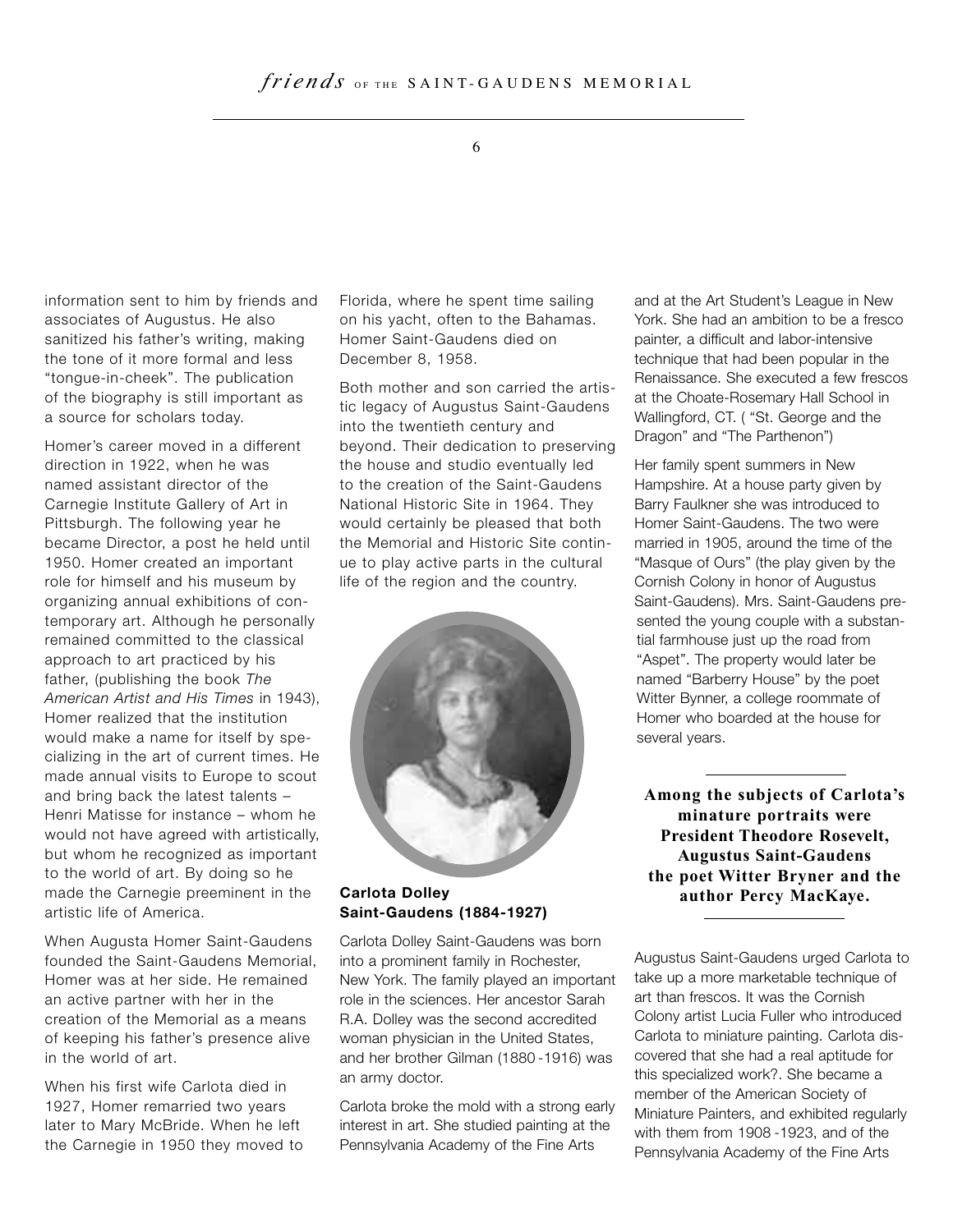information sent to him by friends and associates of Augustus. He also sanitized his father's writing, making the tone of it more formal and less "tongue-in-cheek". The publication of the biography is still important as a source for scholars today.

Homer's career moved in a different direction in 1922, when he was named assistant director of the Carnegie Institute Gallery of Art in Pittsburgh. The following year he became Director, a post he held until 1950. Homer created an important role for himself and his museum by organizing annual exhibitions of contemporary art. Although he personally remained committed to the classical approach to art practiced by his father, (publishing the book *The American Artist and His Times* in 1943), Homer realized that the institution would make a name for itself by specializing in the art of current times. He made annual visits to Europe to scout and bring back the latest talents – Henri Matisse for instance – whom he would not have agreed with artistically, but whom he recognized as important to the world of art. By doing so he made the Carnegie preeminent in the artistic life of America.

When Augusta Homer Saint-Gaudens founded the Saint-Gaudens Memorial, Homer was at her side. He remained an active partner with her in the creation of the Memorial as a means of keeping his father's presence alive in the world of art.

When his first wife Carlota died in 1927, Homer remarried two years later to Mary McBride. When he left the Carnegie in 1950 they moved to Florida, where he spent time sailing on his yacht, often to the Bahamas. Homer Saint-Gaudens died on December 8, 1958.

Both mother and son carried the artistic legacy of Augustus Saint-Gaudens into the twentieth century and beyond. Their dedication to preserving the house and studio eventually led to the creation of the Saint-Gaudens National Historic Site in 1964. They would certainly be pleased that both the Memorial and Historic Site continue to play active parts in the cultural life of the region and the country.

**Carlota Dolley Saint-Gaudens (1884-1927)**

Carlota Dolley Saint-Gaudens was born into a prominent family in Rochester, New York. The family played an important role in the sciences. Her ancestor Sarah R.A. Dolley was the second accredited woman physician in the United States, and her brother Gilman (1880 -1916) was an army doctor.

Carlota broke the mold with a strong early interest in art. She studied painting at the Pennsylvania Academy of the Fine Arts and at the Art Student's League in New York. She had an ambition to be a fresco painter, a difficult and labor-intensive technique that had been popular in the Renaissance. She executed a few frescos at the Choate-Rosemary Hall School in Wallingford, CT. ( "St. George and the Dragon" and "The Parthenon")

Her family spent summers in New Hampshire. At a house party given by Barry Faulkner she was introduced to Homer Saint-Gaudens. The two were married in 1905, around the time of the "Masque of Ours" (the play given by the Cornish Colony in honor of Augustus Saint-Gaudens). Mrs. Saint-Gaudens presented the young couple with a substantial farmhouse just up the road from "Aspet". The property would later be named "Barberry House" by the poet Witter Bynner, a college roommate of Homer who boarded at the house for several years.

**Among the subjects of Carlota's minature portraits were President Theodore Rosevelt, Augustus Saint-Gaudens the poet Witter Bryner and the author Percy MacKaye.**

Augustus Saint-Gaudens urged Carlota to take up a more marketable technique of art than frescos. It was the Cornish Colony artist Lucia Fuller who introduced Carlota to miniature painting. Carlota discovered that she had a real aptitude for this specialized work?. She became a member of the American Society of Miniature Painters, and exhibited regularly with them from 1908 -1923, and of the Pennsylvania Academy of the Fine Arts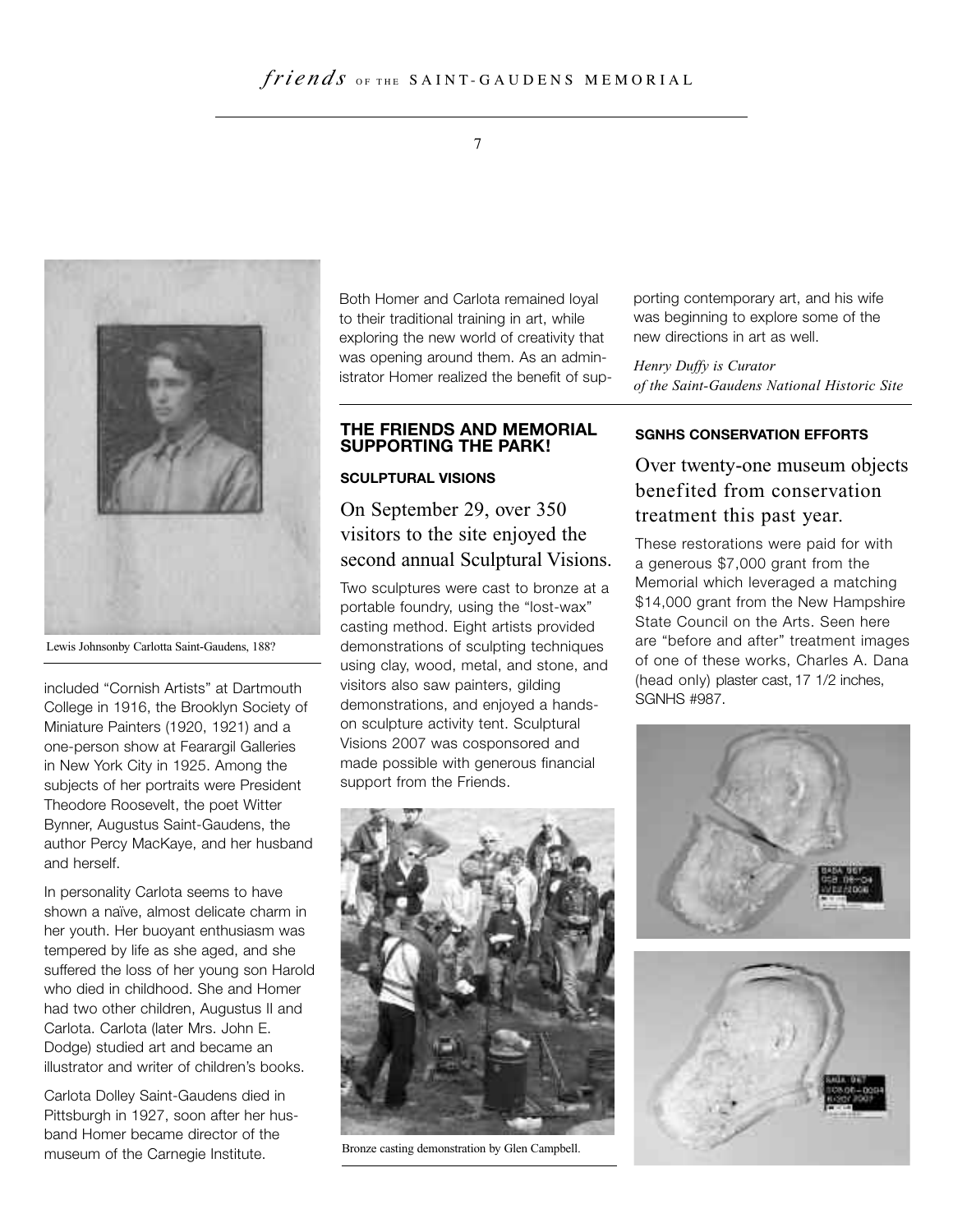Lewis Johnsonby Carlotta Saint-Gaudens, 188?

included "Cornish Artists" at Dartmouth College in 1916, the Brooklyn Society of Miniature Painters (1920, 1921) and a one-person show at Fearargil Galleries in New York City in 1925. Among the subjects of her portraits were President Theodore Roosevelt, the poet Witter Bynner, Augustus Saint-Gaudens, the author Percy MacKaye, and her husband and herself.

In personality Carlota seems to have shown a naïve, almost delicate charm in her youth. Her buoyant enthusiasm was tempered by life as she aged, and she suffered the loss of her young son Harold who died in childhood. She and Homer had two other children, Augustus II and Carlota. Carlota (later Mrs. John E. Dodge) studied art and became an illustrator and writer of children's books.

Carlota Dolley Saint-Gaudens died in Pittsburgh in 1927, soon after her husband Homer became director of the museum of the Carnegie Institute.

Both Homer and Carlota remained loyal to their traditional training in art, while exploring the new world of creativity that was opening around them. As an administrator Homer realized the benefit of supporting contemporary art, and his wife was beginning to explore some of the new directions in art as well.

*Henry Duffy is Curator of the Saint-Gaudens National Historic Site*

## THE FRIENDS AND MEMORIAL SUPPORTING THE PARK!

### SCULPTURAL VISIONS

### On September 29, over 350 visitors to the site enjoyed the second annual Sculptural Visions.

Two sculptures were cast to bronze at a portable foundry, using the "lost-wax" casting method. Eight artists provided demonstrations of sculpting techniques using clay, wood, metal, and stone, and visitors also saw painters, gilding demonstrations, and enjoyed a hands-on sculpture activity tent. Sculptural Visions 2007 was cosponsored and made possible with generous financial support from the Friends.

Bronze casting demonstration by Glen Campbell.

### SGNHS CONSERVATION EFFORTS

### Over twenty-one museum objects benefited from conservation treatment this past year.

These restorations were paid for with a generous $7,000 grant from the Memorial which leveraged a matching $14,000 grant from the New Hampshire State Council on the Arts. Seen here are "before and after" treatment images of one of these works, Charles A. Dana (head only) plaster cast, 17 1/2 inches, SGNHS #987.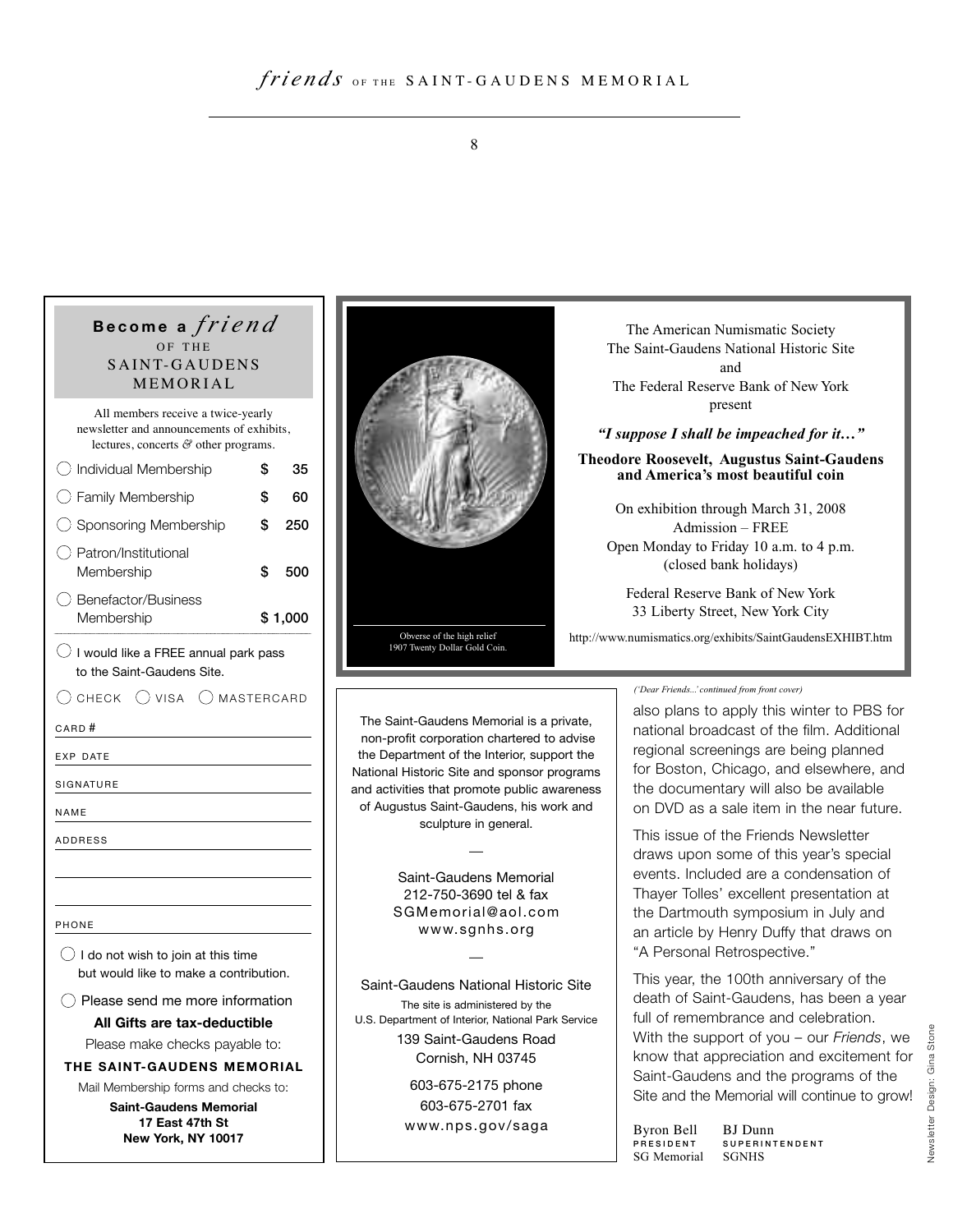## Become a *friend* OF THE SAINT-GAUDENS MEMORIAL

All members receive a twice-yearly newsletter and announcements of exhibits, lectures, concerts & other programs.

| | |
|---|---|
| ○ Individual Membership | $ 35 |
| ○ Family Membership | $ 60 |
| ○ Sponsoring Membership | $ 250 |
| ○ Patron/Institutional Membership | $ 500 |
| ○ Benefactor/Business Membership | $ 1,000 |

○ I would like a FREE annual park pass to the Saint-Gaudens Site.

○ CHECK ○ VISA ○ MASTERCARD

CARD #

EXP DATE

SIGNATURE

NAME

ADDRESS

PHONE

○ I do not wish to join at this time but would like to make a contribution.

○ Please send me more information

**All Gifts are tax-deductible**

Please make checks payable to:

**THE SAINT-GAUDENS MEMORIAL**

Mail Membership forms and checks to:

**Saint-Gaudens Memorial**
**17 East 47th St**
**New York, NY 10017**

Obverse of the high relief 1907 Twenty Dollar Gold Coin.

The American Numismatic Society
The Saint-Gaudens National Historic Site
and
The Federal Reserve Bank of New York
present

***"I suppose I shall be impeached for it…"***

**Theodore Roosevelt, Augustus Saint-Gaudens and America's most beautiful coin**

On exhibition through March 31, 2008
Admission – FREE
Open Monday to Friday 10 a.m. to 4 p.m.
(closed bank holidays)

Federal Reserve Bank of New York
33 Liberty Street, New York City

http://www.numismatics.org/exhibits/SaintGaudensEXHIBT.htm

The Saint-Gaudens Memorial is a private, non-profit corporation chartered to advise the Department of the Interior, support the National Historic Site and sponsor programs and activities that promote public awareness of Augustus Saint-Gaudens, his work and sculpture in general.

—

Saint-Gaudens Memorial
212-750-3690 tel & fax
SGMemorial@aol.com
www.sgnhs.org

—

Saint-Gaudens National Historic Site
The site is administered by the U.S. Department of Interior, National Park Service
139 Saint-Gaudens Road
Cornish, NH 03745

603-675-2175 phone
603-675-2701 fax
www.nps.gov/saga

*('Dear Friends...' continued from front cover)*

also plans to apply this winter to PBS for national broadcast of the film. Additional regional screenings are being planned for Boston, Chicago, and elsewhere, and the documentary will also be available on DVD as a sale item in the near future.

This issue of the Friends Newsletter draws upon some of this year's special events. Included are a condensation of Thayer Tolles' excellent presentation at the Dartmouth symposium in July and an article by Henry Duffy that draws on "A Personal Retrospective."

This year, the 100th anniversary of the death of Saint-Gaudens, has been a year full of remembrance and celebration. With the support of you – our *Friends*, we know that appreciation and excitement for Saint-Gaudens and the programs of the Site and the Memorial will continue to grow!

Byron Bell
PRESIDENT
SG Memorial

BJ Dunn
SUPERINTENDENT
SGNHS

Newsletter Design: Gina Stone